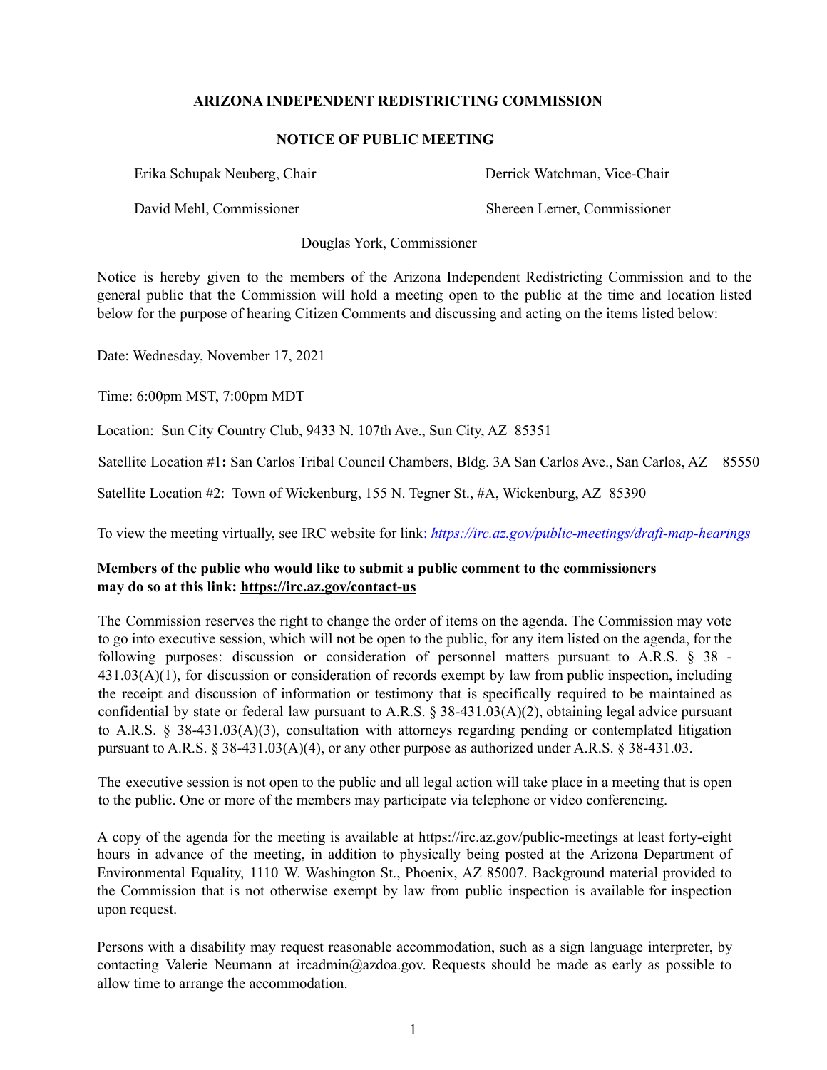**ARIZONA INDEPENDENT REDISTRICTING COMMISSION**

**NOTICE OF PUBLIC MEETING**

Erika Schupak Neuberg, Chair

Derrick Watchman, Vice-Chair

David Mehl, Commissioner

Shereen Lerner, Commissioner

Douglas York, Commissioner

Notice is hereby given to the members of the Arizona Independent Redistricting Commission and to the general public that the Commission will hold a meeting open to the public at the time and location listed below for the purpose of hearing Citizen Comments and discussing and acting on the items listed below:

Date: Wednesday, November 17, 2021

Time: 6:00pm MST, 7:00pm MDT

Location: Sun City Country Club, 9433 N. 107th Ave., Sun City, AZ 85351

Satellite Location #1**:** San Carlos Tribal Council Chambers, Bldg. 3A San Carlos Ave., San Carlos, AZ 85550

Satellite Location #2: Town of Wickenburg, 155 N. Tegner St., #A, Wickenburg, AZ 85390

To view the meeting virtually, see IRC website for link: *https://irc.az.gov/public-meetings/draft-map-hearings*

**Members of the public who would like to submit a public comment to the commissioners may do so at this link: https://irc.az.gov/contact-us**

The Commission reserves the right to change the order of items on the agenda. The Commission may vote to go into executive session, which will not be open to the public, for any item listed on the agenda, for the following purposes: discussion or consideration of personnel matters pursuant to A.R.S. § 38 - 431.03(A)(1), for discussion or consideration of records exempt by law from public inspection, including the receipt and discussion of information or testimony that is specifically required to be maintained as confidential by state or federal law pursuant to A.R.S. § 38-431.03(A)(2), obtaining legal advice pursuant to A.R.S. § 38-431.03(A)(3), consultation with attorneys regarding pending or contemplated litigation pursuant to A.R.S. § 38-431.03(A)(4), or any other purpose as authorized under A.R.S. § 38-431.03.

The executive session is not open to the public and all legal action will take place in a meeting that is open to the public. One or more of the members may participate via telephone or video conferencing.

A copy of the agenda for the meeting is available at https://irc.az.gov/public-meetings at least forty-eight hours in advance of the meeting, in addition to physically being posted at the Arizona Department of Environmental Equality, 1110 W. Washington St., Phoenix, AZ 85007. Background material provided to the Commission that is not otherwise exempt by law from public inspection is available for inspection upon request.

Persons with a disability may request reasonable accommodation, such as a sign language interpreter, by contacting Valerie Neumann at ircadmin@azdoa.gov. Requests should be made as early as possible to allow time to arrange the accommodation.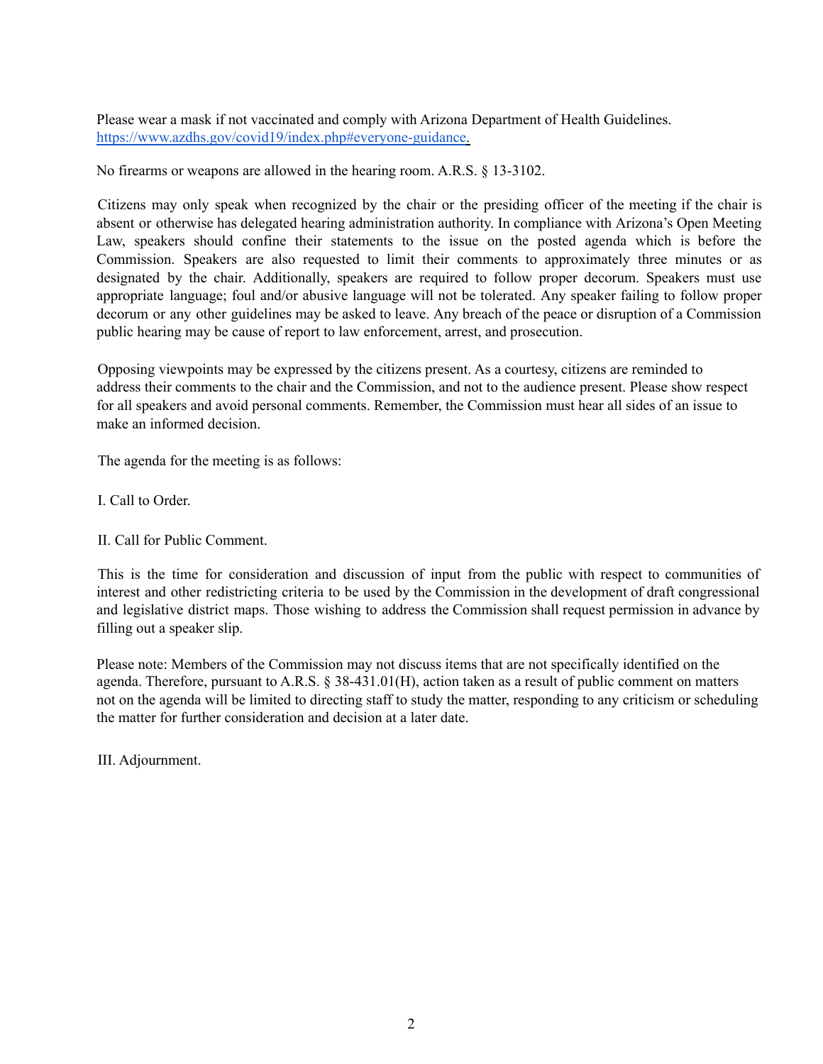Please wear a mask if not vaccinated and comply with Arizona Department of Health Guidelines. [https://www.azdhs.gov/covid19/index.php#everyone-guidance.](https://www.azdhs.gov/covid19/index.php#everyone-guidance)

No firearms or weapons are allowed in the hearing room. A.R.S. § 13-3102.

Citizens may only speak when recognized by the chair or the presiding officer of the meeting if the chair is absent or otherwise has delegated hearing administration authority. In compliance with Arizona's Open Meeting Law, speakers should confine their statements to the issue on the posted agenda which is before the Commission. Speakers are also requested to limit their comments to approximately three minutes or as designated by the chair. Additionally, speakers are required to follow proper decorum. Speakers must use appropriate language; foul and/or abusive language will not be tolerated. Any speaker failing to follow proper decorum or any other guidelines may be asked to leave. Any breach of the peace or disruption of a Commission public hearing may be cause of report to law enforcement, arrest, and prosecution.

Opposing viewpoints may be expressed by the citizens present. As a courtesy, citizens are reminded to address their comments to the chair and the Commission, and not to the audience present. Please show respect for all speakers and avoid personal comments. Remember, the Commission must hear all sides of an issue to make an informed decision.

The agenda for the meeting is as follows:

I. Call to Order.

II. Call for Public Comment.

This is the time for consideration and discussion of input from the public with respect to communities of interest and other redistricting criteria to be used by the Commission in the development of draft congressional and legislative district maps. Those wishing to address the Commission shall request permission in advance by filling out a speaker slip.

Please note: Members of the Commission may not discuss items that are not specifically identified on the agenda. Therefore, pursuant to A.R.S. § 38-431.01(H), action taken as a result of public comment on matters not on the agenda will be limited to directing staff to study the matter, responding to any criticism or scheduling the matter for further consideration and decision at a later date.

III. Adjournment.